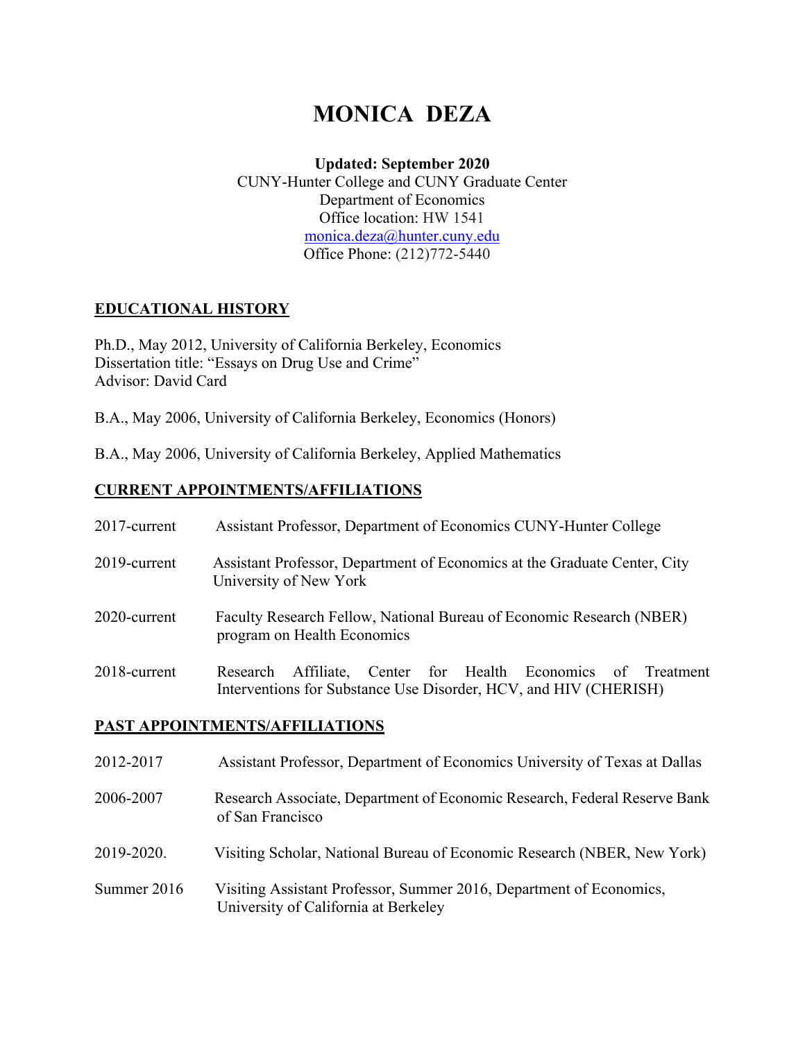# MONICA DEZA

**Updated: September 2020**
CUNY-Hunter College and CUNY Graduate Center
Department of Economics
Office location: HW 1541
monica.deza@hunter.cuny.edu
Office Phone: (212)772-5440

## EDUCATIONAL HISTORY

Ph.D., May 2012, University of California Berkeley, Economics
Dissertation title: "Essays on Drug Use and Crime"
Advisor: David Card

B.A., May 2006, University of California Berkeley, Economics (Honors)

B.A., May 2006, University of California Berkeley, Applied Mathematics

## CURRENT APPOINTMENTS/AFFILIATIONS

2017-current — Assistant Professor, Department of Economics CUNY-Hunter College

2019-current — Assistant Professor, Department of Economics at the Graduate Center, City University of New York

2020-current — Faculty Research Fellow, National Bureau of Economic Research (NBER) program on Health Economics

2018-current — Research Affiliate, Center for Health Economics of Treatment Interventions for Substance Use Disorder, HCV, and HIV (CHERISH)

## PAST APPOINTMENTS/AFFILIATIONS

2012-2017 — Assistant Professor, Department of Economics University of Texas at Dallas

2006-2007 — Research Associate, Department of Economic Research, Federal Reserve Bank of San Francisco

2019-2020. — Visiting Scholar, National Bureau of Economic Research (NBER, New York)

Summer 2016 — Visiting Assistant Professor, Summer 2016, Department of Economics, University of California at Berkeley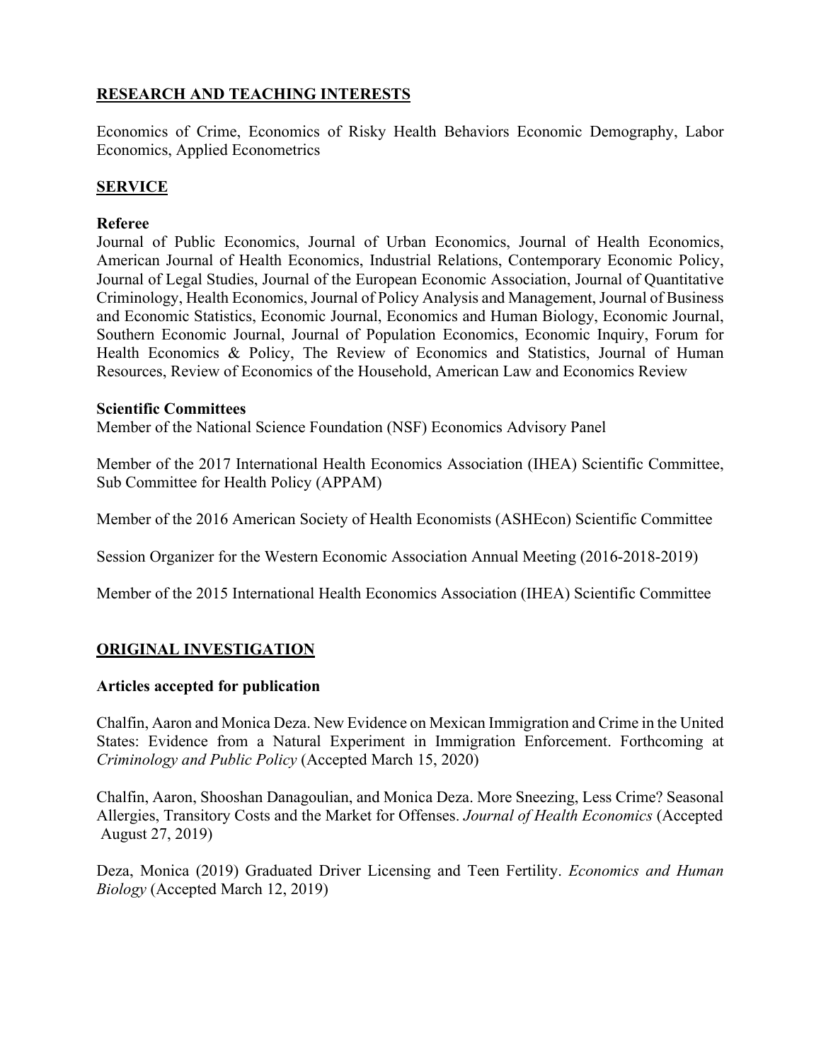## RESEARCH AND TEACHING INTERESTS

Economics of Crime, Economics of Risky Health Behaviors Economic Demography, Labor Economics, Applied Econometrics

## SERVICE

**Referee**

Journal of Public Economics, Journal of Urban Economics, Journal of Health Economics, American Journal of Health Economics, Industrial Relations, Contemporary Economic Policy, Journal of Legal Studies, Journal of the European Economic Association, Journal of Quantitative Criminology, Health Economics, Journal of Policy Analysis and Management, Journal of Business and Economic Statistics, Economic Journal, Economics and Human Biology, Economic Journal, Southern Economic Journal, Journal of Population Economics, Economic Inquiry, Forum for Health Economics & Policy, The Review of Economics and Statistics, Journal of Human Resources, Review of Economics of the Household, American Law and Economics Review

**Scientific Committees**

Member of the National Science Foundation (NSF) Economics Advisory Panel

Member of the 2017 International Health Economics Association (IHEA) Scientific Committee, Sub Committee for Health Policy (APPAM)

Member of the 2016 American Society of Health Economists (ASHEcon) Scientific Committee

Session Organizer for the Western Economic Association Annual Meeting (2016-2018-2019)

Member of the 2015 International Health Economics Association (IHEA) Scientific Committee

## ORIGINAL INVESTIGATION

**Articles accepted for publication**

Chalfin, Aaron and Monica Deza. New Evidence on Mexican Immigration and Crime in the United States: Evidence from a Natural Experiment in Immigration Enforcement. Forthcoming at *Criminology and Public Policy* (Accepted March 15, 2020)

Chalfin, Aaron, Shooshan Danagoulian, and Monica Deza. More Sneezing, Less Crime? Seasonal Allergies, Transitory Costs and the Market for Offenses. *Journal of Health Economics* (Accepted August 27, 2019)

Deza, Monica (2019) Graduated Driver Licensing and Teen Fertility. *Economics and Human Biology* (Accepted March 12, 2019)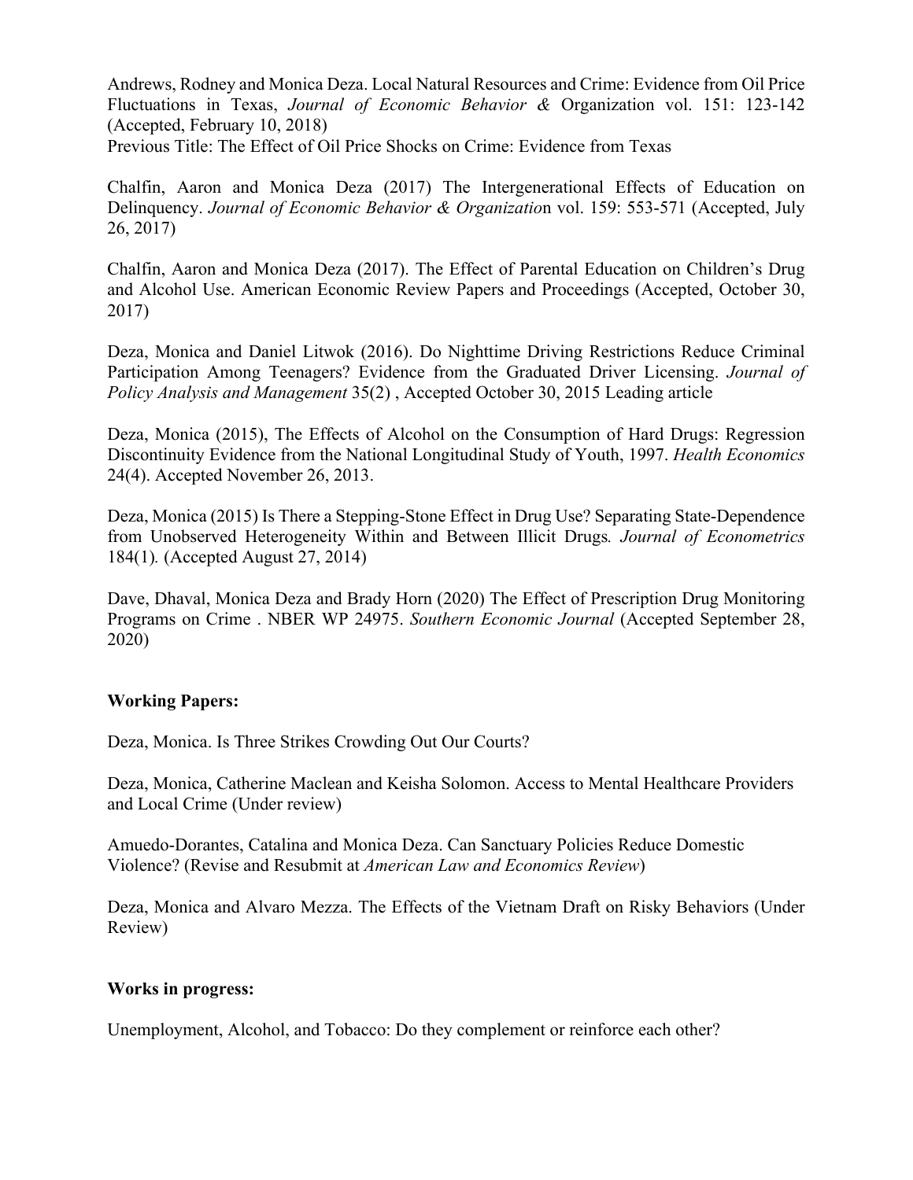Andrews, Rodney and Monica Deza. Local Natural Resources and Crime: Evidence from Oil Price Fluctuations in Texas, *Journal of Economic Behavior &* Organization vol. 151: 123-142 (Accepted, February 10, 2018)
Previous Title: The Effect of Oil Price Shocks on Crime: Evidence from Texas

Chalfin, Aaron and Monica Deza (2017) The Intergenerational Effects of Education on Delinquency. *Journal of Economic Behavior & Organizatio*n vol. 159: 553-571 (Accepted, July 26, 2017)

Chalfin, Aaron and Monica Deza (2017). The Effect of Parental Education on Children's Drug and Alcohol Use. American Economic Review Papers and Proceedings (Accepted, October 30, 2017)

Deza, Monica and Daniel Litwok (2016). Do Nighttime Driving Restrictions Reduce Criminal Participation Among Teenagers? Evidence from the Graduated Driver Licensing. *Journal of Policy Analysis and Management* 35(2) , Accepted October 30, 2015 Leading article

Deza, Monica (2015), The Effects of Alcohol on the Consumption of Hard Drugs: Regression Discontinuity Evidence from the National Longitudinal Study of Youth, 1997. *Health Economics* 24(4). Accepted November 26, 2013.

Deza, Monica (2015) Is There a Stepping-Stone Effect in Drug Use? Separating State-Dependence from Unobserved Heterogeneity Within and Between Illicit Drugs*. Journal of Econometrics* 184(1)*.* (Accepted August 27, 2014)

Dave, Dhaval, Monica Deza and Brady Horn (2020) The Effect of Prescription Drug Monitoring Programs on Crime . NBER WP 24975. *Southern Economic Journal* (Accepted September 28, 2020)

**Working Papers:**

Deza, Monica. Is Three Strikes Crowding Out Our Courts?

Deza, Monica, Catherine Maclean and Keisha Solomon. Access to Mental Healthcare Providers and Local Crime (Under review)

Amuedo-Dorantes, Catalina and Monica Deza. Can Sanctuary Policies Reduce Domestic Violence? (Revise and Resubmit at *American Law and Economics Review*)

Deza, Monica and Alvaro Mezza. The Effects of the Vietnam Draft on Risky Behaviors (Under Review)

**Works in progress:**

Unemployment, Alcohol, and Tobacco: Do they complement or reinforce each other?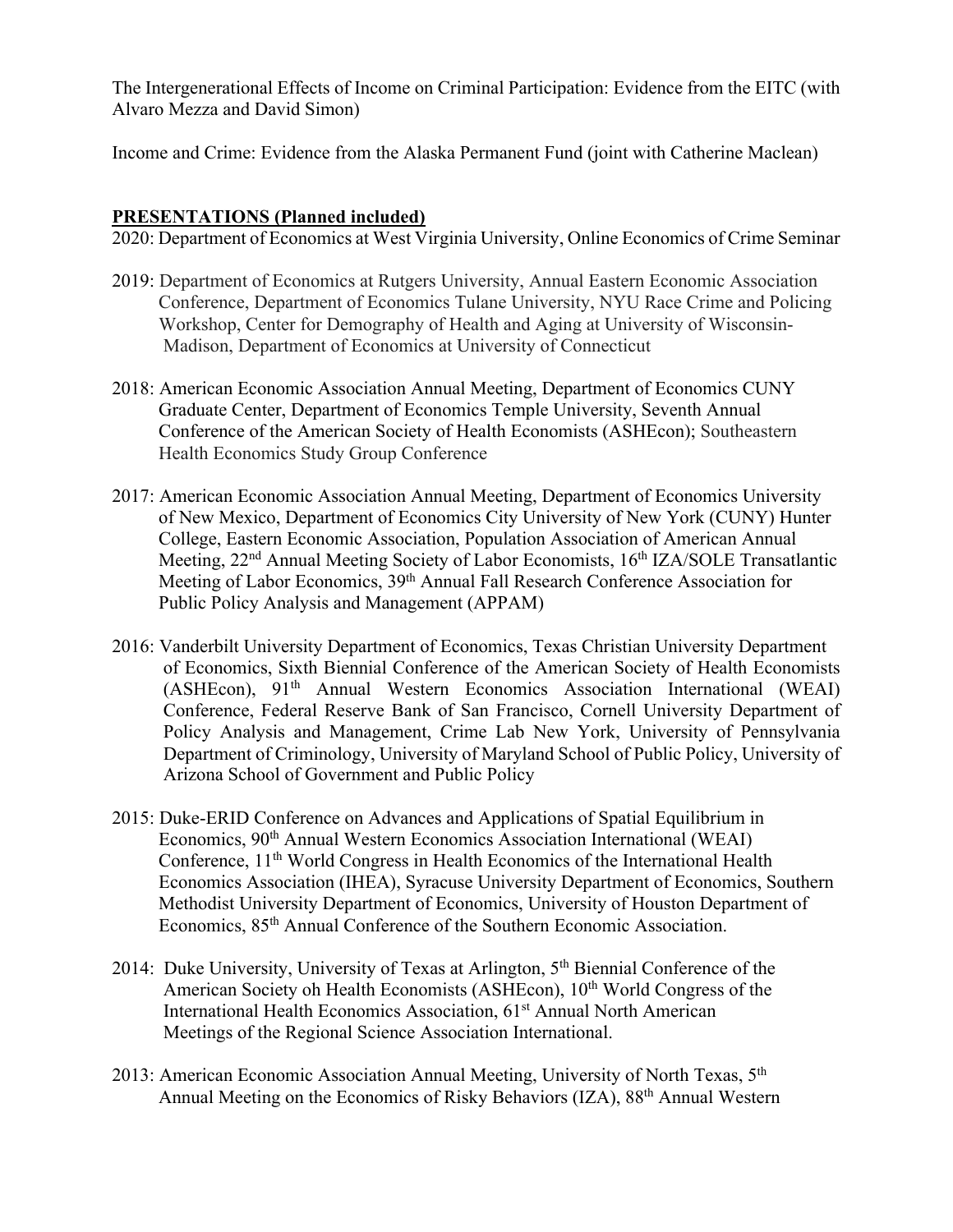The Intergenerational Effects of Income on Criminal Participation: Evidence from the EITC (with Alvaro Mezza and David Simon)

Income and Crime: Evidence from the Alaska Permanent Fund (joint with Catherine Maclean)

**PRESENTATIONS (Planned included)**

2020: Department of Economics at West Virginia University, Online Economics of Crime Seminar

2019: Department of Economics at Rutgers University, Annual Eastern Economic Association Conference, Department of Economics Tulane University, NYU Race Crime and Policing Workshop, Center for Demography of Health and Aging at University of Wisconsin-Madison, Department of Economics at University of Connecticut

2018: American Economic Association Annual Meeting, Department of Economics CUNY Graduate Center, Department of Economics Temple University, Seventh Annual Conference of the American Society of Health Economists (ASHEcon); Southeastern Health Economics Study Group Conference

2017: American Economic Association Annual Meeting, Department of Economics University of New Mexico, Department of Economics City University of New York (CUNY) Hunter College, Eastern Economic Association, Population Association of American Annual Meeting, 22nd Annual Meeting Society of Labor Economists, 16th IZA/SOLE Transatlantic Meeting of Labor Economics, 39th Annual Fall Research Conference Association for Public Policy Analysis and Management (APPAM)

2016: Vanderbilt University Department of Economics, Texas Christian University Department of Economics, Sixth Biennial Conference of the American Society of Health Economists (ASHEcon), 91th Annual Western Economics Association International (WEAI) Conference, Federal Reserve Bank of San Francisco, Cornell University Department of Policy Analysis and Management, Crime Lab New York, University of Pennsylvania Department of Criminology, University of Maryland School of Public Policy, University of Arizona School of Government and Public Policy

2015: Duke-ERID Conference on Advances and Applications of Spatial Equilibrium in Economics, 90th Annual Western Economics Association International (WEAI) Conference, 11th World Congress in Health Economics of the International Health Economics Association (IHEA), Syracuse University Department of Economics, Southern Methodist University Department of Economics, University of Houston Department of Economics, 85th Annual Conference of the Southern Economic Association.

2014: Duke University, University of Texas at Arlington, 5th Biennial Conference of the American Society oh Health Economists (ASHEcon), 10th World Congress of the International Health Economics Association, 61st Annual North American Meetings of the Regional Science Association International.

2013: American Economic Association Annual Meeting, University of North Texas, 5th Annual Meeting on the Economics of Risky Behaviors (IZA), 88th Annual Western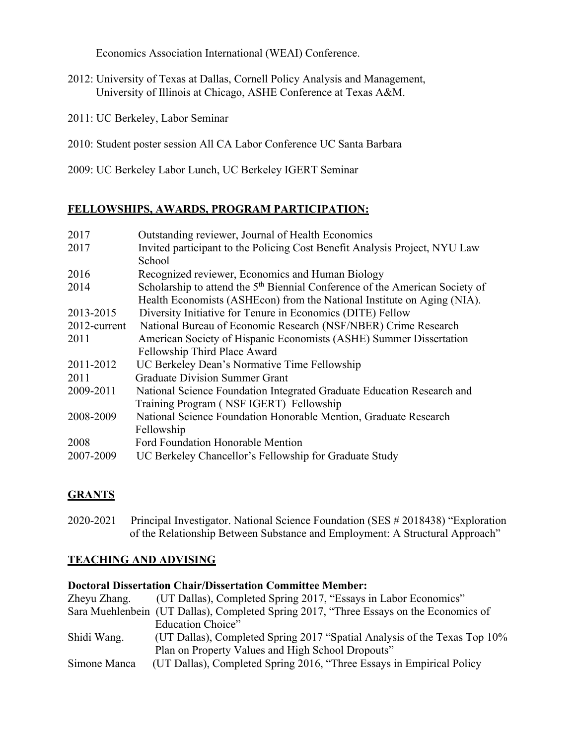Economics Association International (WEAI) Conference.

2012: University of Texas at Dallas, Cornell Policy Analysis and Management, University of Illinois at Chicago, ASHE Conference at Texas A&M.

2011: UC Berkeley, Labor Seminar

2010: Student poster session All CA Labor Conference UC Santa Barbara

2009: UC Berkeley Labor Lunch, UC Berkeley IGERT Seminar

## FELLOWSHIPS, AWARDS, PROGRAM PARTICIPATION:

| | |
|---|---|
| 2017 | Outstanding reviewer, Journal of Health Economics |
| 2017 | Invited participant to the Policing Cost Benefit Analysis Project, NYU Law School |
| 2016 | Recognized reviewer, Economics and Human Biology |
| 2014 | Scholarship to attend the 5th Biennial Conference of the American Society of Health Economists (ASHEcon) from the National Institute on Aging (NIA). |
| 2013-2015 | Diversity Initiative for Tenure in Economics (DITE) Fellow |
| 2012-current | National Bureau of Economic Research (NSF/NBER) Crime Research |
| 2011 | American Society of Hispanic Economists (ASHE) Summer Dissertation Fellowship Third Place Award |
| 2011-2012 | UC Berkeley Dean's Normative Time Fellowship |
| 2011 | Graduate Division Summer Grant |
| 2009-2011 | National Science Foundation Integrated Graduate Education Research and Training Program ( NSF IGERT) Fellowship |
| 2008-2009 | National Science Foundation Honorable Mention, Graduate Research Fellowship |
| 2008 | Ford Foundation Honorable Mention |
| 2007-2009 | UC Berkeley Chancellor's Fellowship for Graduate Study |

## GRANTS

2020-2021 Principal Investigator. National Science Foundation (SES # 2018438) "Exploration of the Relationship Between Substance and Employment: A Structural Approach"

## TEACHING AND ADVISING

**Doctoral Dissertation Chair/Dissertation Committee Member:**

| | |
|---|---|
| Zheyu Zhang. | (UT Dallas), Completed Spring 2017, "Essays in Labor Economics" |
| Sara Muehlenbein | (UT Dallas), Completed Spring 2017, "Three Essays on the Economics of Education Choice" |
| Shidi Wang. | (UT Dallas), Completed Spring 2017 "Spatial Analysis of the Texas Top 10% Plan on Property Values and High School Dropouts" |
| Simone Manca | (UT Dallas), Completed Spring 2016, "Three Essays in Empirical Policy |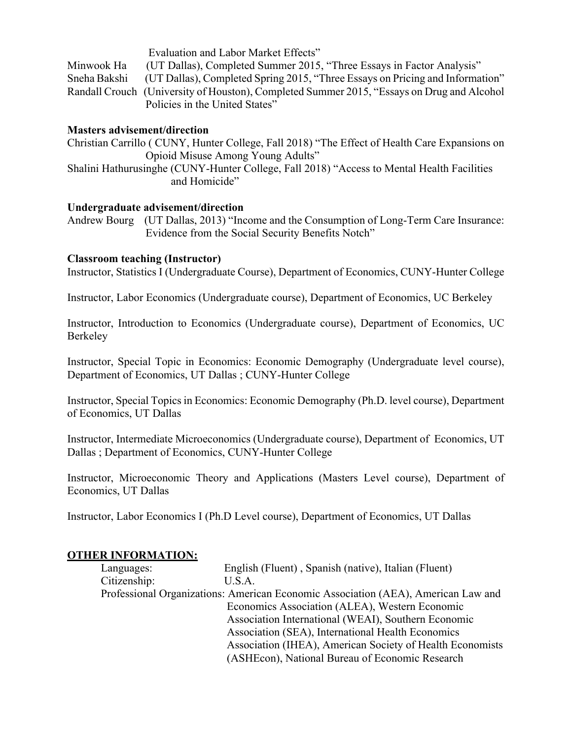Evaluation and Labor Market Effects"

Minwook Ha (UT Dallas), Completed Summer 2015, "Three Essays in Factor Analysis"

Sneha Bakshi (UT Dallas), Completed Spring 2015, "Three Essays on Pricing and Information"

Randall Crouch (University of Houston), Completed Summer 2015, "Essays on Drug and Alcohol Policies in the United States"

**Masters advisement/direction**

Christian Carrillo ( CUNY, Hunter College, Fall 2018) "The Effect of Health Care Expansions on Opioid Misuse Among Young Adults"

Shalini Hathurusinghe (CUNY-Hunter College, Fall 2018) "Access to Mental Health Facilities and Homicide"

**Undergraduate advisement/direction**

Andrew Bourg (UT Dallas, 2013) "Income and the Consumption of Long-Term Care Insurance: Evidence from the Social Security Benefits Notch"

**Classroom teaching (Instructor)**

Instructor, Statistics I (Undergraduate Course), Department of Economics, CUNY-Hunter College

Instructor, Labor Economics (Undergraduate course), Department of Economics, UC Berkeley

Instructor, Introduction to Economics (Undergraduate course), Department of Economics, UC Berkeley

Instructor, Special Topic in Economics: Economic Demography (Undergraduate level course), Department of Economics, UT Dallas ; CUNY-Hunter College

Instructor, Special Topics in Economics: Economic Demography (Ph.D. level course), Department of Economics, UT Dallas

Instructor, Intermediate Microeconomics (Undergraduate course), Department of Economics, UT Dallas ; Department of Economics, CUNY-Hunter College

Instructor, Microeconomic Theory and Applications (Masters Level course), Department of Economics, UT Dallas

Instructor, Labor Economics I (Ph.D Level course), Department of Economics, UT Dallas

## OTHER INFORMATION:

Languages: English (Fluent) , Spanish (native), Italian (Fluent)

Citizenship: U.S.A.

Professional Organizations: American Economic Association (AEA), American Law and Economics Association (ALEA), Western Economic Association International (WEAI), Southern Economic Association (SEA), International Health Economics Association (IHEA), American Society of Health Economists (ASHEcon), National Bureau of Economic Research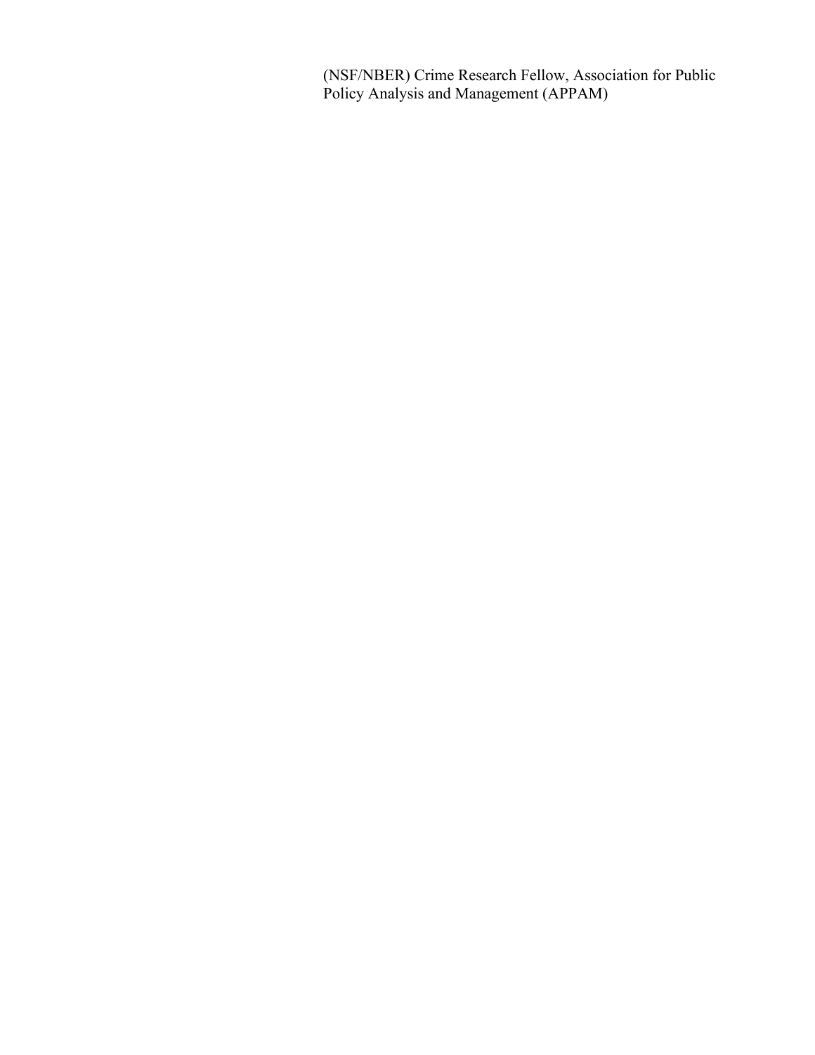(NSF/NBER) Crime Research Fellow, Association for Public Policy Analysis and Management (APPAM)